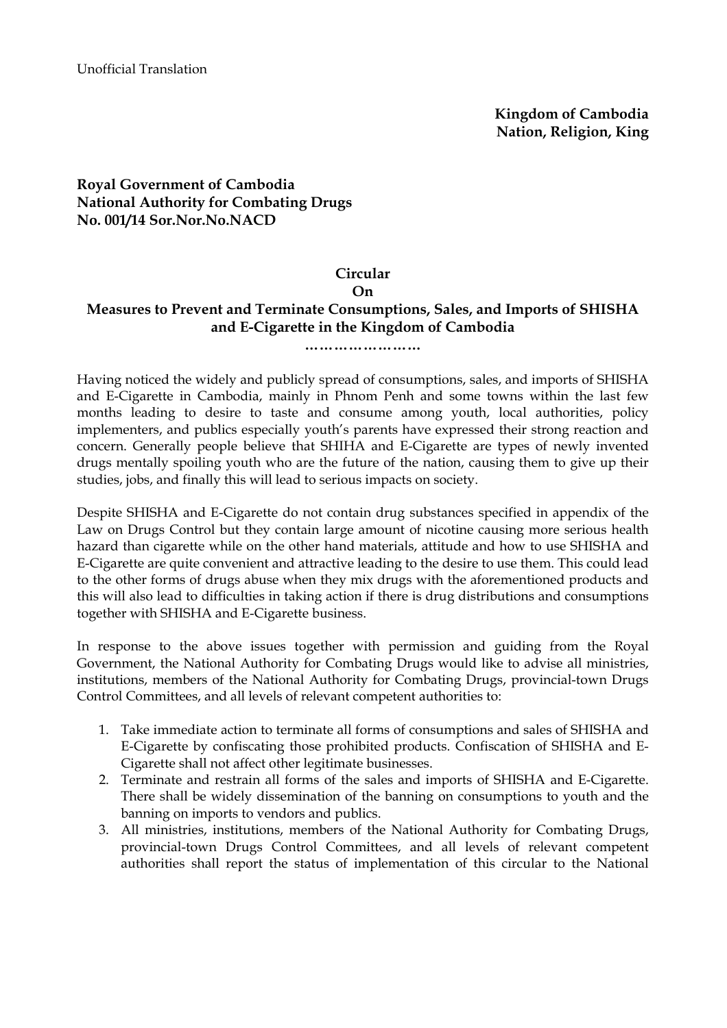Unofficial Translation

**Kingdom of Cambodia**
**Nation, Religion, King**

**Royal Government of Cambodia**
**National Authority for Combating Drugs**
**No. 001/14 Sor.Nor.No.NACD**

# Circular
# On
# Measures to Prevent and Terminate Consumptions, Sales, and Imports of SHISHA and E-Cigarette in the Kingdom of Cambodia

**……………………**

Having noticed the widely and publicly spread of consumptions, sales, and imports of SHISHA and E-Cigarette in Cambodia, mainly in Phnom Penh and some towns within the last few months leading to desire to taste and consume among youth, local authorities, policy implementers, and publics especially youth's parents have expressed their strong reaction and concern. Generally people believe that SHIHA and E-Cigarette are types of newly invented drugs mentally spoiling youth who are the future of the nation, causing them to give up their studies, jobs, and finally this will lead to serious impacts on society.

Despite SHISHA and E-Cigarette do not contain drug substances specified in appendix of the Law on Drugs Control but they contain large amount of nicotine causing more serious health hazard than cigarette while on the other hand materials, attitude and how to use SHISHA and E-Cigarette are quite convenient and attractive leading to the desire to use them. This could lead to the other forms of drugs abuse when they mix drugs with the aforementioned products and this will also lead to difficulties in taking action if there is drug distributions and consumptions together with SHISHA and E-Cigarette business.

In response to the above issues together with permission and guiding from the Royal Government, the National Authority for Combating Drugs would like to advise all ministries, institutions, members of the National Authority for Combating Drugs, provincial-town Drugs Control Committees, and all levels of relevant competent authorities to:

1. Take immediate action to terminate all forms of consumptions and sales of SHISHA and E-Cigarette by confiscating those prohibited products. Confiscation of SHISHA and E-Cigarette shall not affect other legitimate businesses.
2. Terminate and restrain all forms of the sales and imports of SHISHA and E-Cigarette. There shall be widely dissemination of the banning on consumptions to youth and the banning on imports to vendors and publics.
3. All ministries, institutions, members of the National Authority for Combating Drugs, provincial-town Drugs Control Committees, and all levels of relevant competent authorities shall report the status of implementation of this circular to the National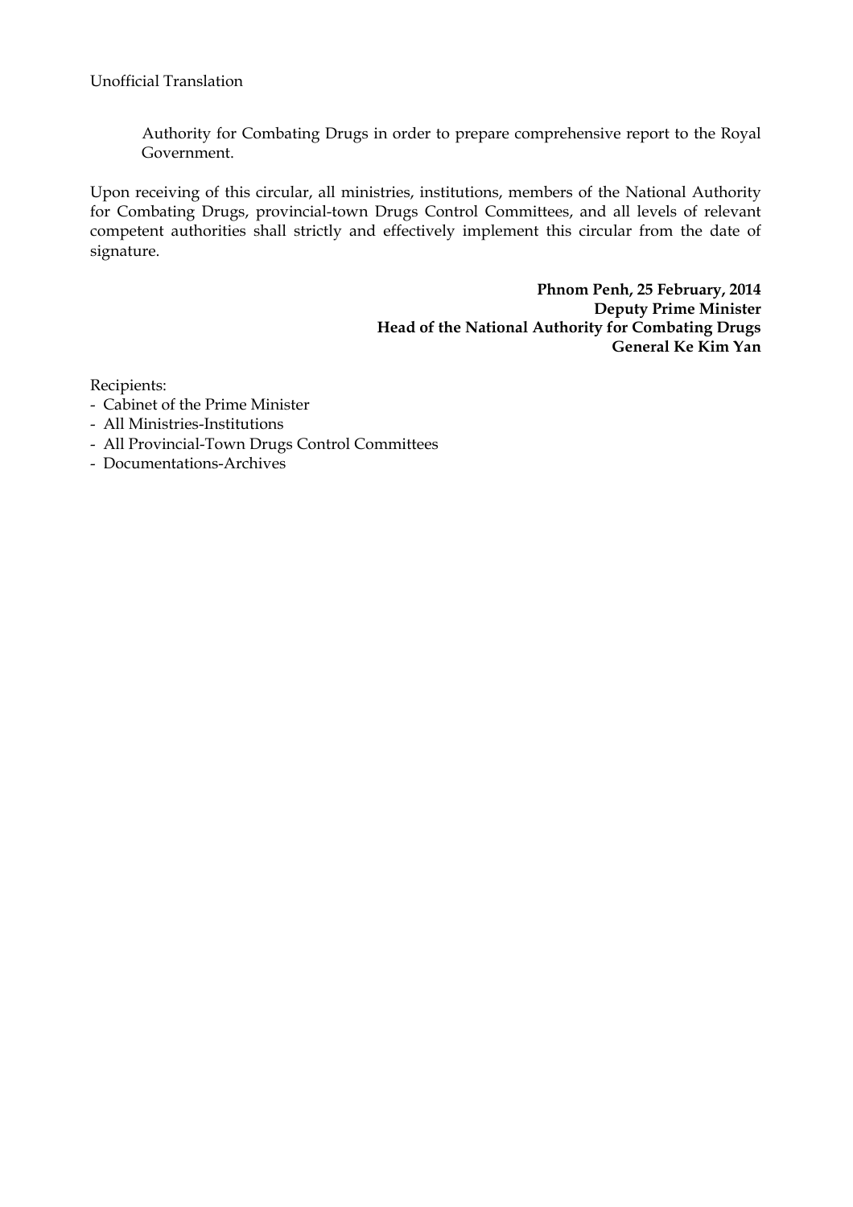Unofficial Translation

Authority for Combating Drugs in order to prepare comprehensive report to the Royal Government.

Upon receiving of this circular, all ministries, institutions, members of the National Authority for Combating Drugs, provincial-town Drugs Control Committees, and all levels of relevant competent authorities shall strictly and effectively implement this circular from the date of signature.

**Phnom Penh, 25 February, 2014**
**Deputy Prime Minister**
**Head of the National Authority for Combating Drugs**
**General Ke Kim Yan**

Recipients:
- Cabinet of the Prime Minister
- All Ministries-Institutions
- All Provincial-Town Drugs Control Committees
- Documentations-Archives